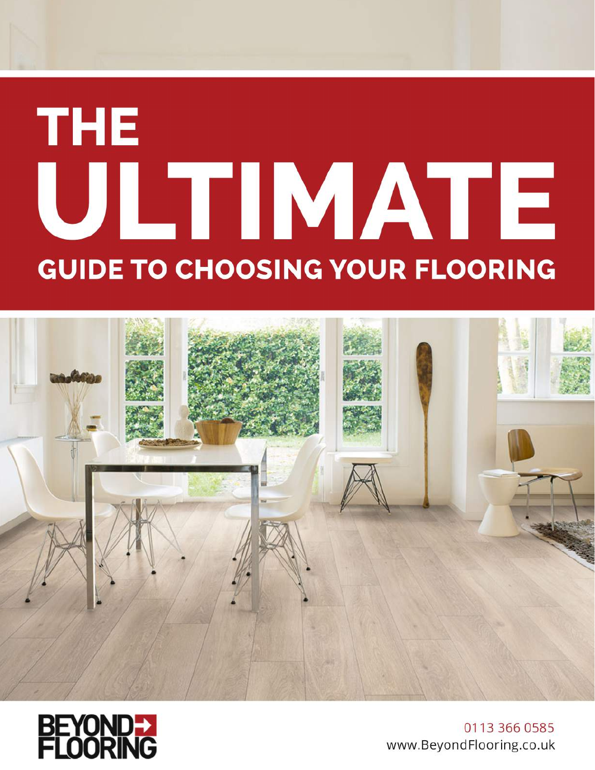# THE ULTIMATE GUIDE TO CHOOSING YOUR FLOORING

BEYOND FLOORING

0113 366 0585
www.BeyondFlooring.co.uk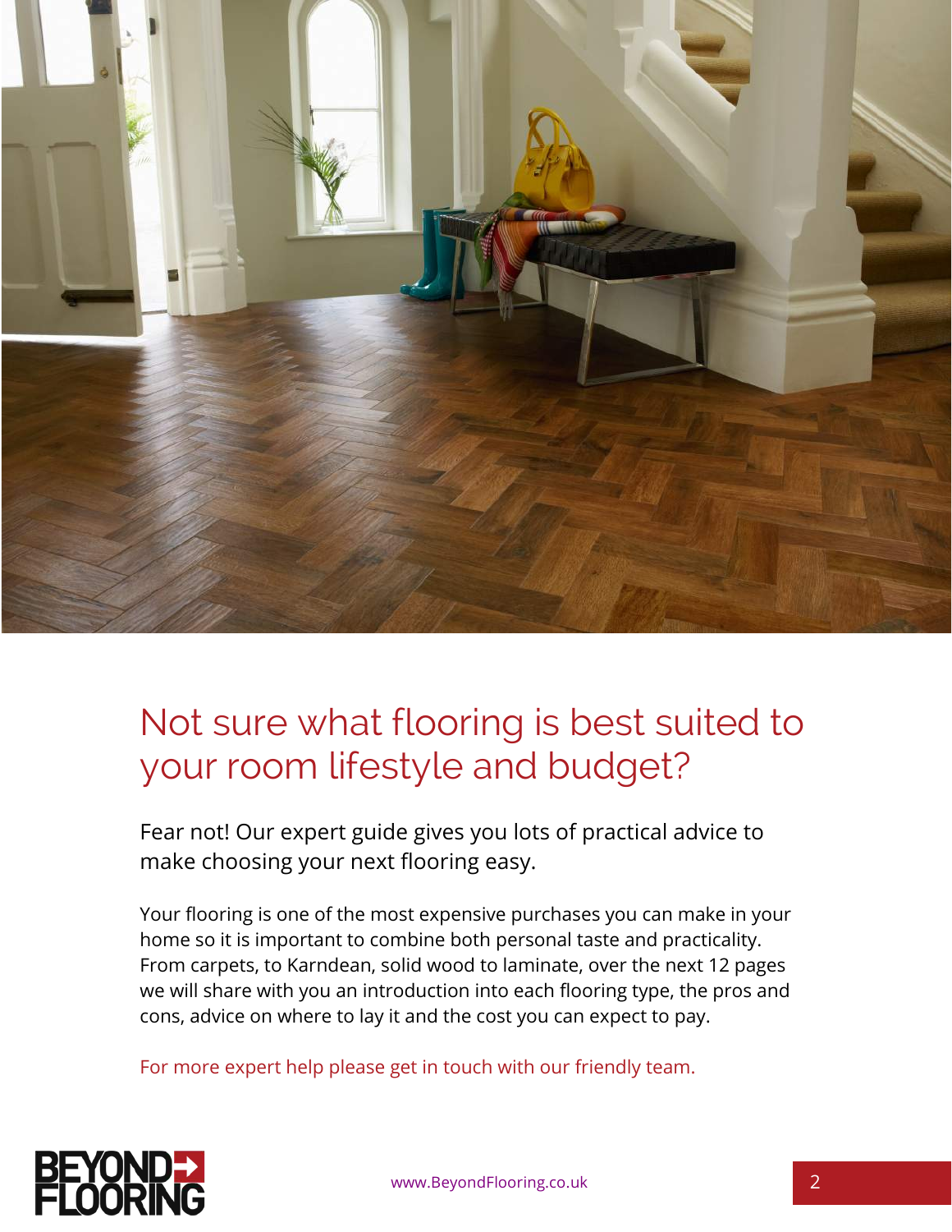# Not sure what flooring is best suited to your room lifestyle and budget?

Fear not! Our expert guide gives you lots of practical advice to make choosing your next flooring easy.

Your flooring is one of the most expensive purchases you can make in your home so it is important to combine both personal taste and practicality. From carpets, to Karndean, solid wood to laminate, over the next 12 pages we will share with you an introduction into each flooring type, the pros and cons, advice on where to lay it and the cost you can expect to pay.

For more expert help please get in touch with our friendly team.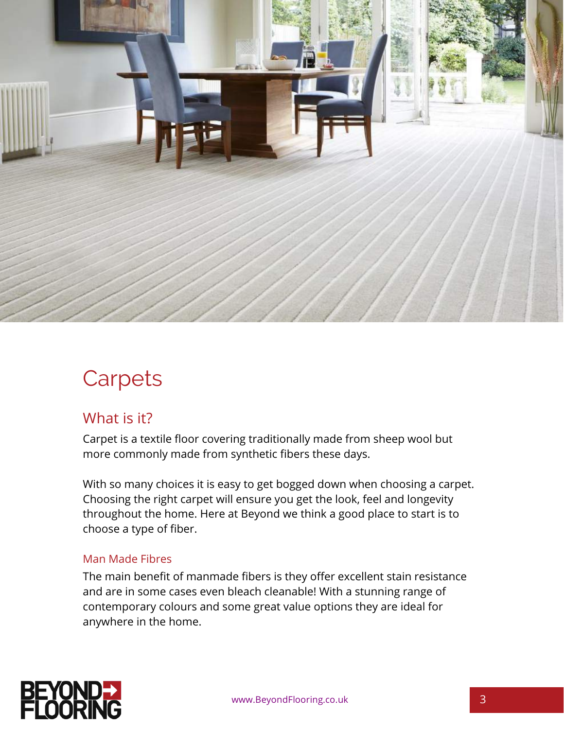# Carpets

## What is it?

Carpet is a textile floor covering traditionally made from sheep wool but more commonly made from synthetic fibers these days.

With so many choices it is easy to get bogged down when choosing a carpet. Choosing the right carpet will ensure you get the look, feel and longevity throughout the home. Here at Beyond we think a good place to start is to choose a type of fiber.

### Man Made Fibres

The main benefit of manmade fibers is they offer excellent stain resistance and are in some cases even bleach cleanable! With a stunning range of contemporary colours and some great value options they are ideal for anywhere in the home.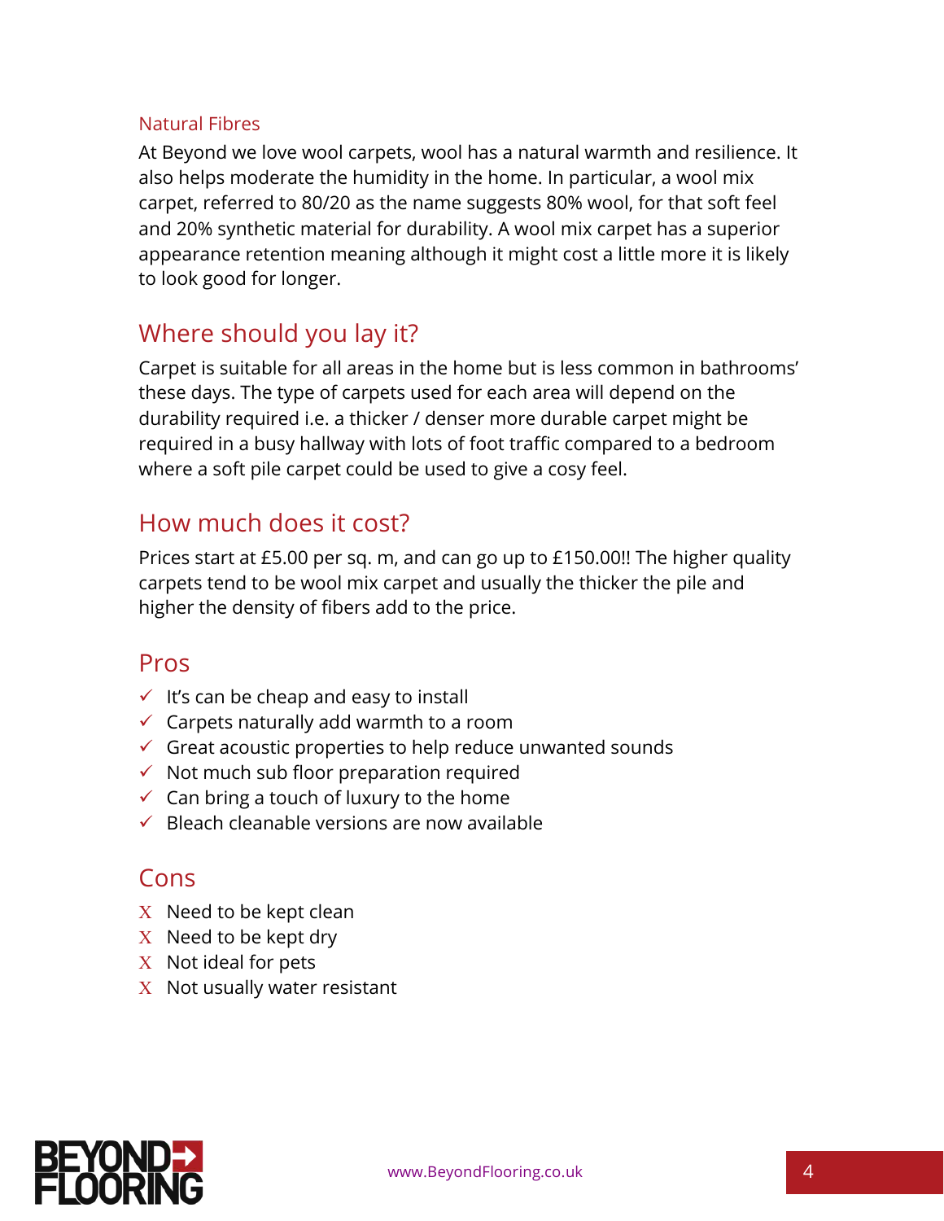### Natural Fibres

At Beyond we love wool carpets, wool has a natural warmth and resilience. It also helps moderate the humidity in the home. In particular, a wool mix carpet, referred to 80/20 as the name suggests 80% wool, for that soft feel and 20% synthetic material for durability. A wool mix carpet has a superior appearance retention meaning although it might cost a little more it is likely to look good for longer.

## Where should you lay it?

Carpet is suitable for all areas in the home but is less common in bathrooms' these days. The type of carpets used for each area will depend on the durability required i.e. a thicker / denser more durable carpet might be required in a busy hallway with lots of foot traffic compared to a bedroom where a soft pile carpet could be used to give a cosy feel.

## How much does it cost?

Prices start at £5.00 per sq. m, and can go up to £150.00!! The higher quality carpets tend to be wool mix carpet and usually the thicker the pile and higher the density of fibers add to the price.

## Pros

- ✓ It's can be cheap and easy to install
- ✓ Carpets naturally add warmth to a room
- ✓ Great acoustic properties to help reduce unwanted sounds
- ✓ Not much sub floor preparation required
- ✓ Can bring a touch of luxury to the home
- ✓ Bleach cleanable versions are now available

## Cons

- X Need to be kept clean
- X Need to be kept dry
- X Not ideal for pets
- X Not usually water resistant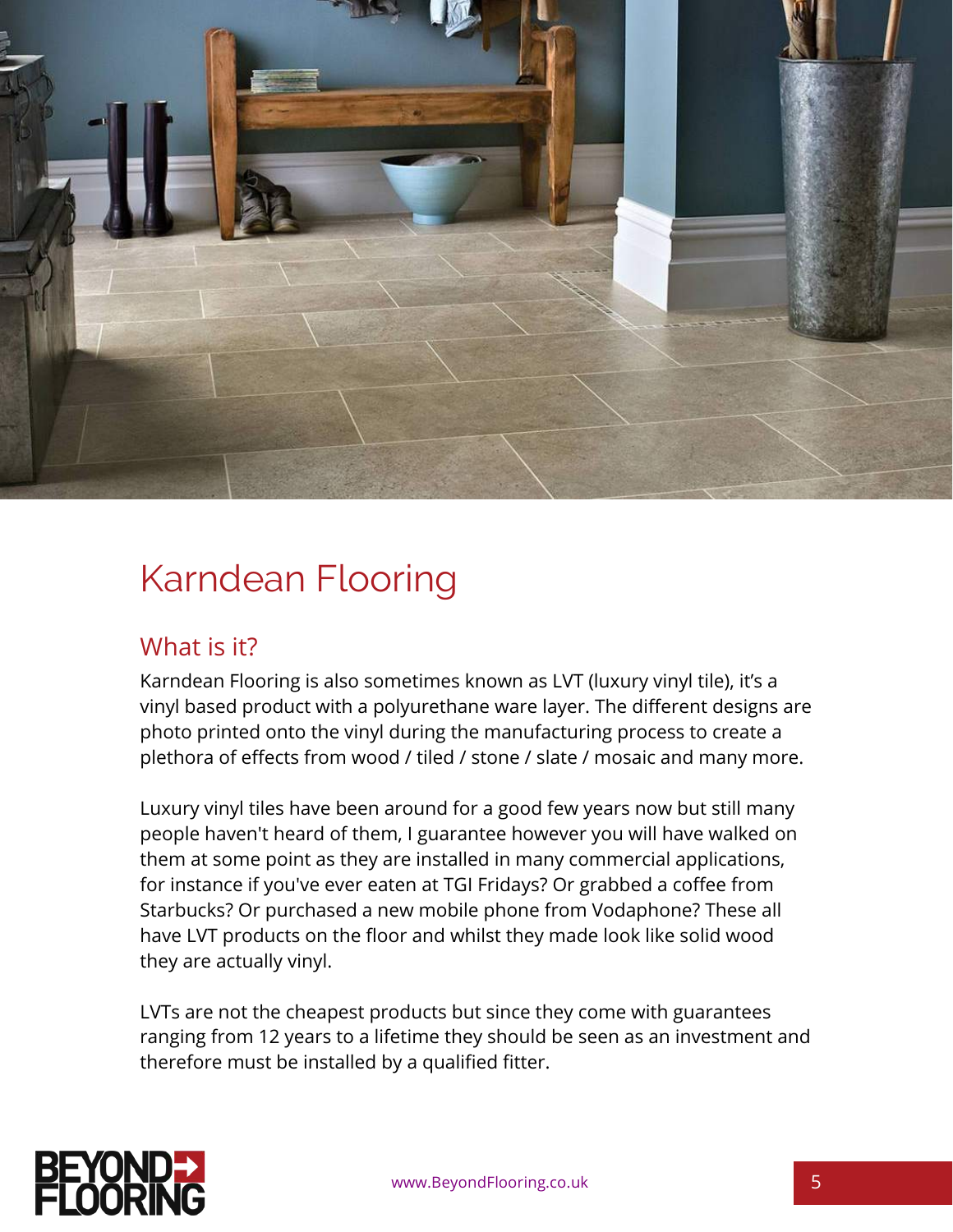# Karndean Flooring

## What is it?

Karndean Flooring is also sometimes known as LVT (luxury vinyl tile), it's a vinyl based product with a polyurethane ware layer. The different designs are photo printed onto the vinyl during the manufacturing process to create a plethora of effects from wood / tiled / stone / slate / mosaic and many more.

Luxury vinyl tiles have been around for a good few years now but still many people haven't heard of them, I guarantee however you will have walked on them at some point as they are installed in many commercial applications, for instance if you've ever eaten at TGI Fridays? Or grabbed a coffee from Starbucks? Or purchased a new mobile phone from Vodaphone? These all have LVT products on the floor and whilst they made look like solid wood they are actually vinyl.

LVTs are not the cheapest products but since they come with guarantees ranging from 12 years to a lifetime they should be seen as an investment and therefore must be installed by a qualified fitter.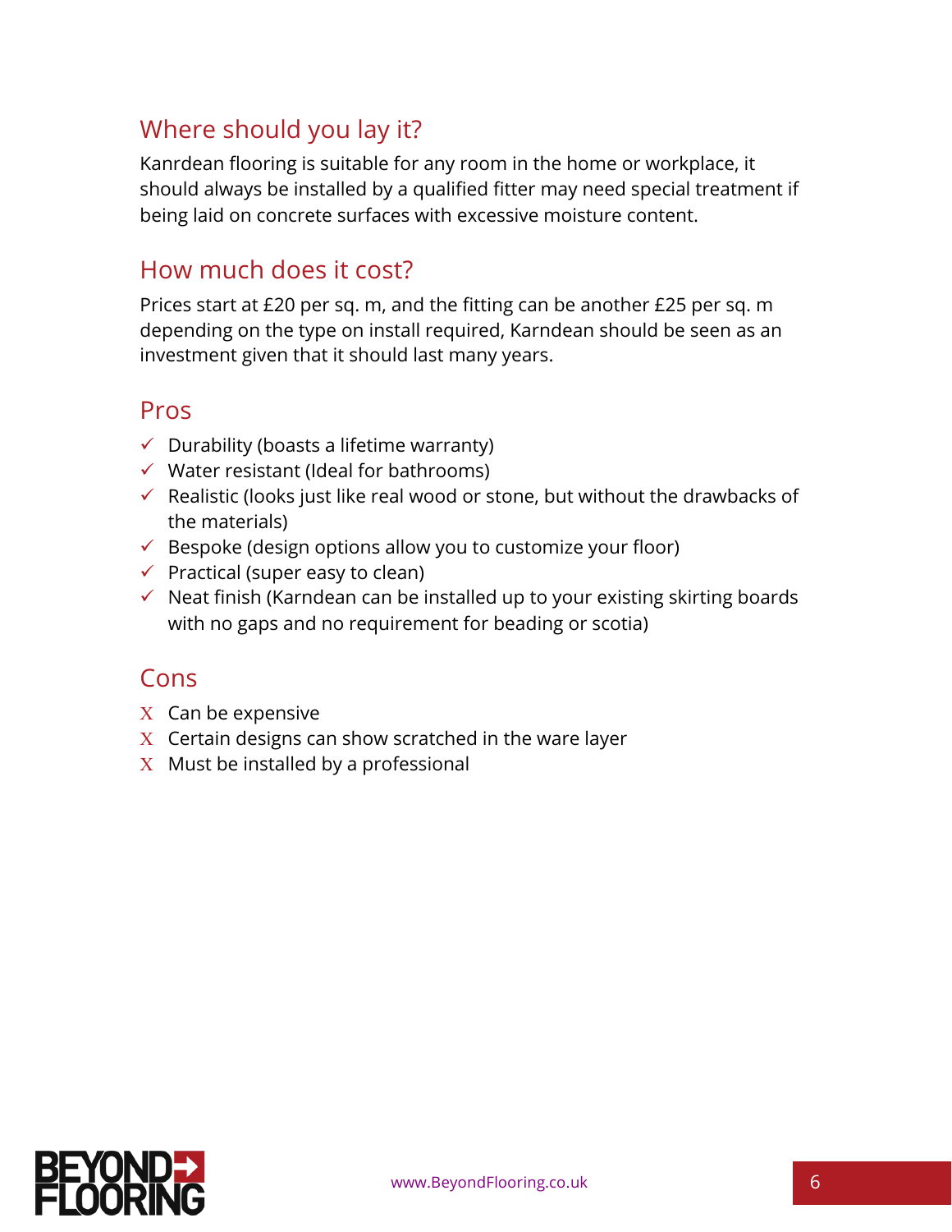## Where should you lay it?

Kanrdean flooring is suitable for any room in the home or workplace, it should always be installed by a qualified fitter may need special treatment if being laid on concrete surfaces with excessive moisture content.

## How much does it cost?

Prices start at £20 per sq. m, and the fitting can be another £25 per sq. m depending on the type on install required, Karndean should be seen as an investment given that it should last many years.

## Pros

- ✓ Durability (boasts a lifetime warranty)
- ✓ Water resistant (Ideal for bathrooms)
- ✓ Realistic (looks just like real wood or stone, but without the drawbacks of the materials)
- ✓ Bespoke (design options allow you to customize your floor)
- ✓ Practical (super easy to clean)
- ✓ Neat finish (Karndean can be installed up to your existing skirting boards with no gaps and no requirement for beading or scotia)

## Cons

- X Can be expensive
- X Certain designs can show scratched in the ware layer
- X Must be installed by a professional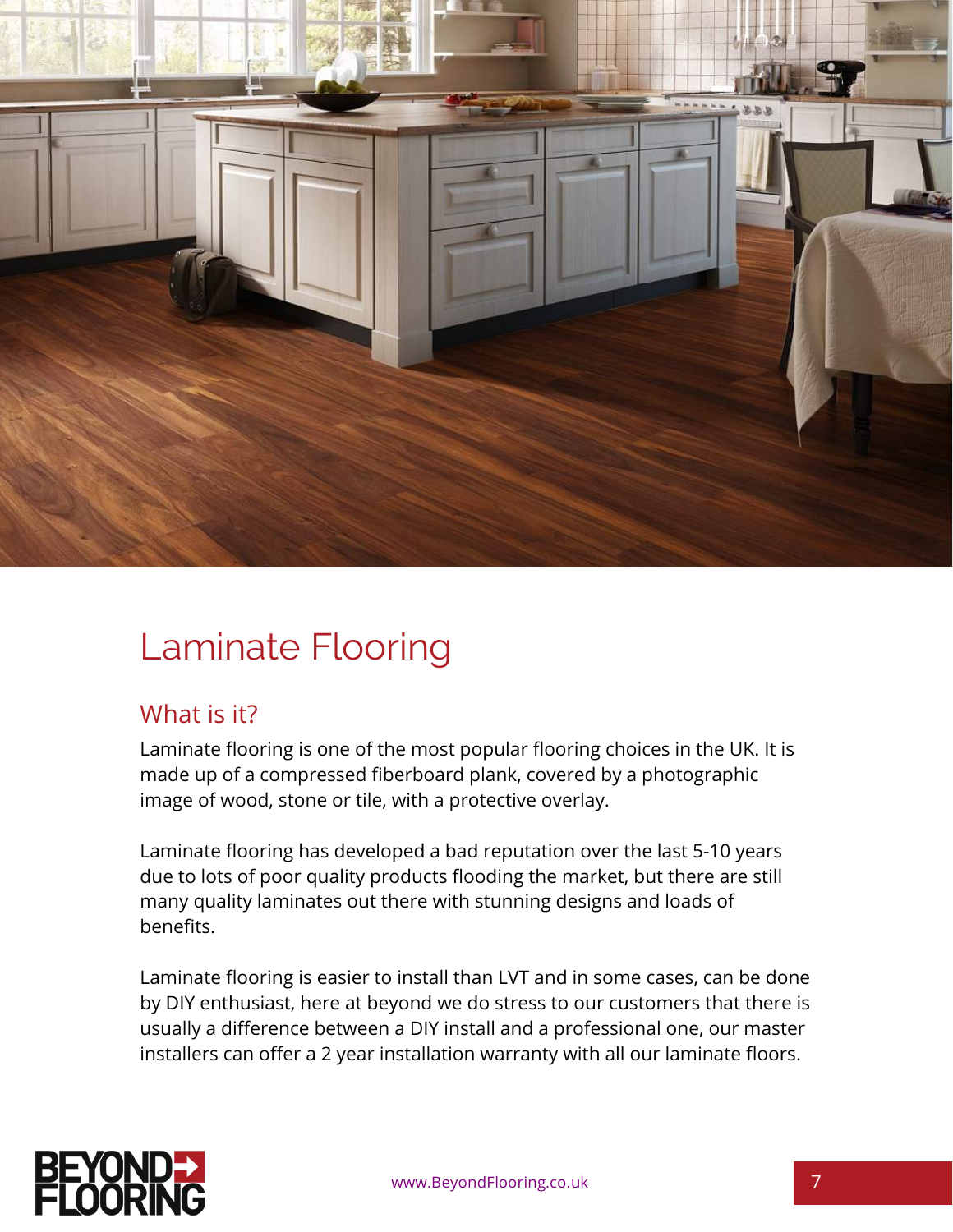# Laminate Flooring

## What is it?

Laminate flooring is one of the most popular flooring choices in the UK. It is made up of a compressed fiberboard plank, covered by a photographic image of wood, stone or tile, with a protective overlay.

Laminate flooring has developed a bad reputation over the last 5-10 years due to lots of poor quality products flooding the market, but there are still many quality laminates out there with stunning designs and loads of benefits.

Laminate flooring is easier to install than LVT and in some cases, can be done by DIY enthusiast, here at beyond we do stress to our customers that there is usually a difference between a DIY install and a professional one, our master installers can offer a 2 year installation warranty with all our laminate floors.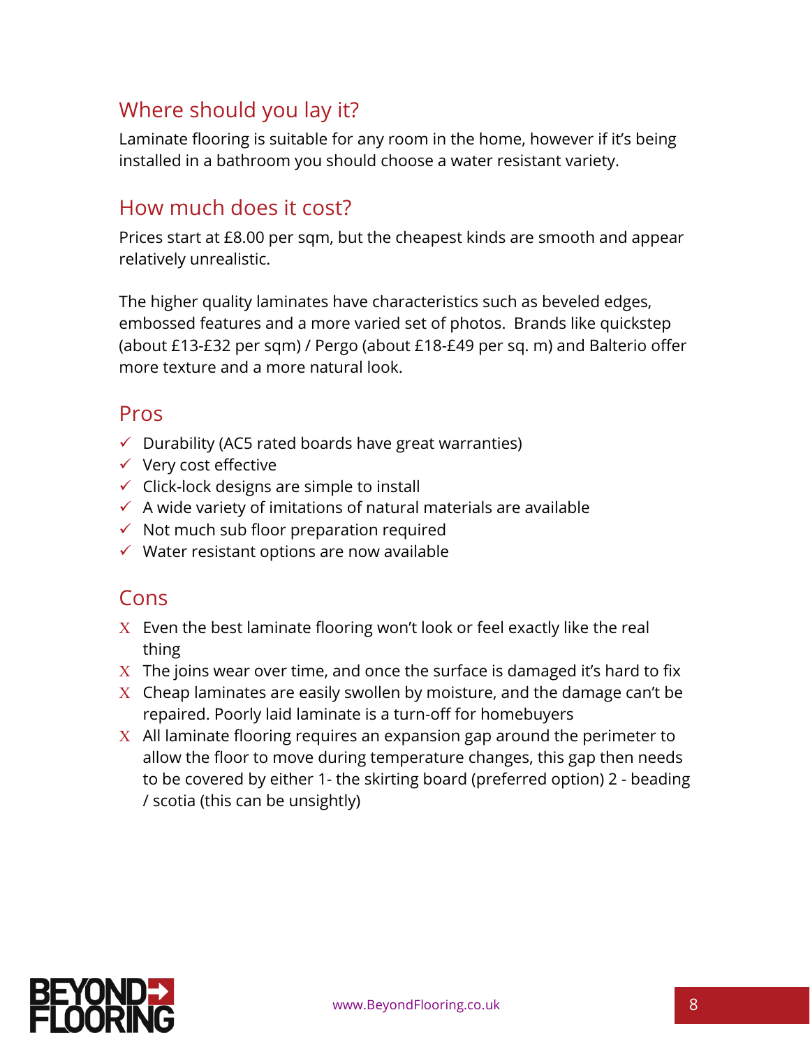## Where should you lay it?

Laminate flooring is suitable for any room in the home, however if it's being installed in a bathroom you should choose a water resistant variety.

## How much does it cost?

Prices start at £8.00 per sqm, but the cheapest kinds are smooth and appear relatively unrealistic.

The higher quality laminates have characteristics such as beveled edges, embossed features and a more varied set of photos. Brands like quickstep (about £13-£32 per sqm) / Pergo (about £18-£49 per sq. m) and Balterio offer more texture and a more natural look.

## Pros

- ✓ Durability (AC5 rated boards have great warranties)
- ✓ Very cost effective
- ✓ Click-lock designs are simple to install
- ✓ A wide variety of imitations of natural materials are available
- ✓ Not much sub floor preparation required
- ✓ Water resistant options are now available

## Cons

- X Even the best laminate flooring won't look or feel exactly like the real thing
- X The joins wear over time, and once the surface is damaged it's hard to fix
- X Cheap laminates are easily swollen by moisture, and the damage can't be repaired. Poorly laid laminate is a turn-off for homebuyers
- X All laminate flooring requires an expansion gap around the perimeter to allow the floor to move during temperature changes, this gap then needs to be covered by either 1- the skirting board (preferred option) 2 - beading / scotia (this can be unsightly)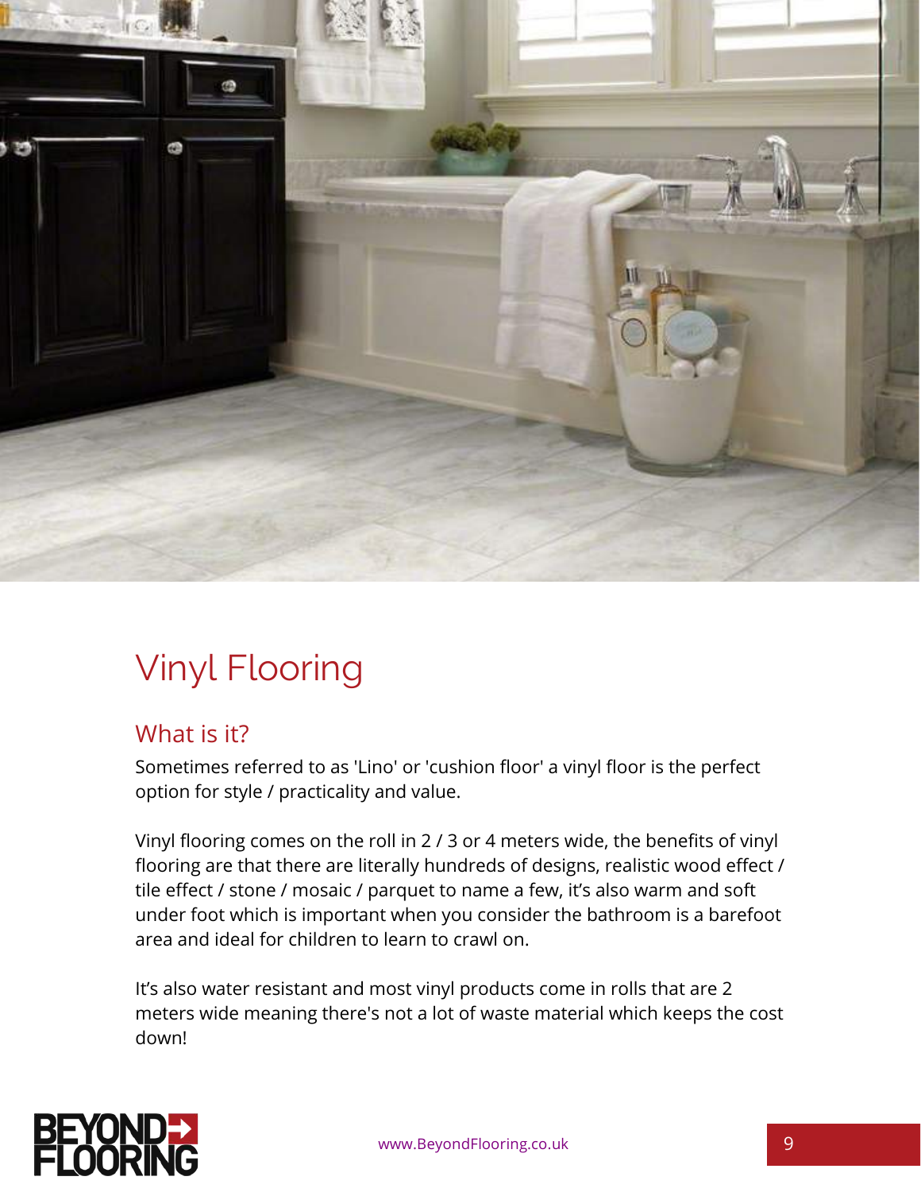# Vinyl Flooring

## What is it?

Sometimes referred to as 'Lino' or 'cushion floor' a vinyl floor is the perfect option for style / practicality and value.

Vinyl flooring comes on the roll in 2 / 3 or 4 meters wide, the benefits of vinyl flooring are that there are literally hundreds of designs, realistic wood effect / tile effect / stone / mosaic / parquet to name a few, it's also warm and soft under foot which is important when you consider the bathroom is a barefoot area and ideal for children to learn to crawl on.

It's also water resistant and most vinyl products come in rolls that are 2 meters wide meaning there's not a lot of waste material which keeps the cost down!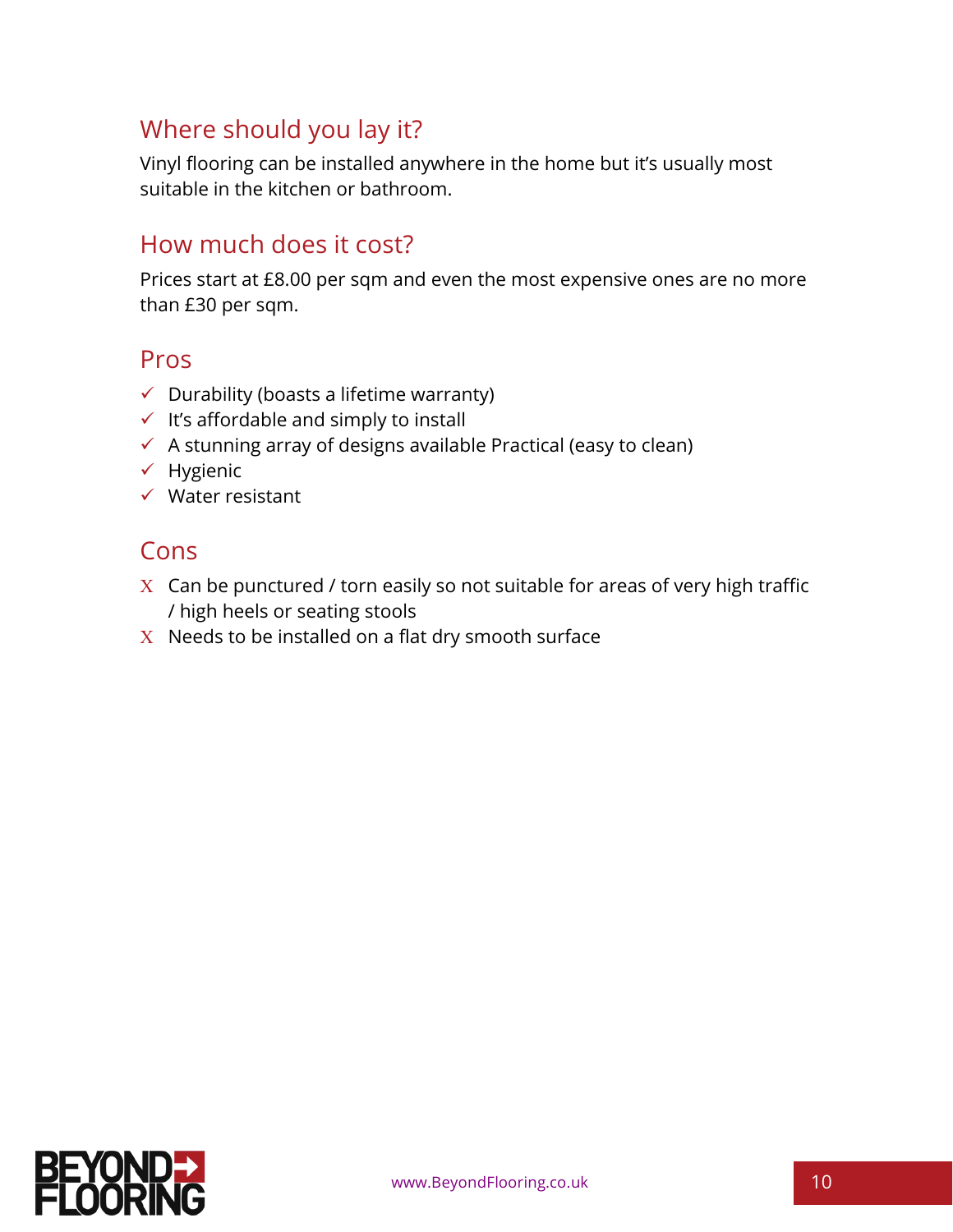## Where should you lay it?

Vinyl flooring can be installed anywhere in the home but it's usually most suitable in the kitchen or bathroom.

## How much does it cost?

Prices start at £8.00 per sqm and even the most expensive ones are no more than £30 per sqm.

## Pros

- ✓ Durability (boasts a lifetime warranty)
- ✓ It's affordable and simply to install
- ✓ A stunning array of designs available Practical (easy to clean)
- ✓ Hygienic
- ✓ Water resistant

## Cons

- X Can be punctured / torn easily so not suitable for areas of very high traffic / high heels or seating stools
- X Needs to be installed on a flat dry smooth surface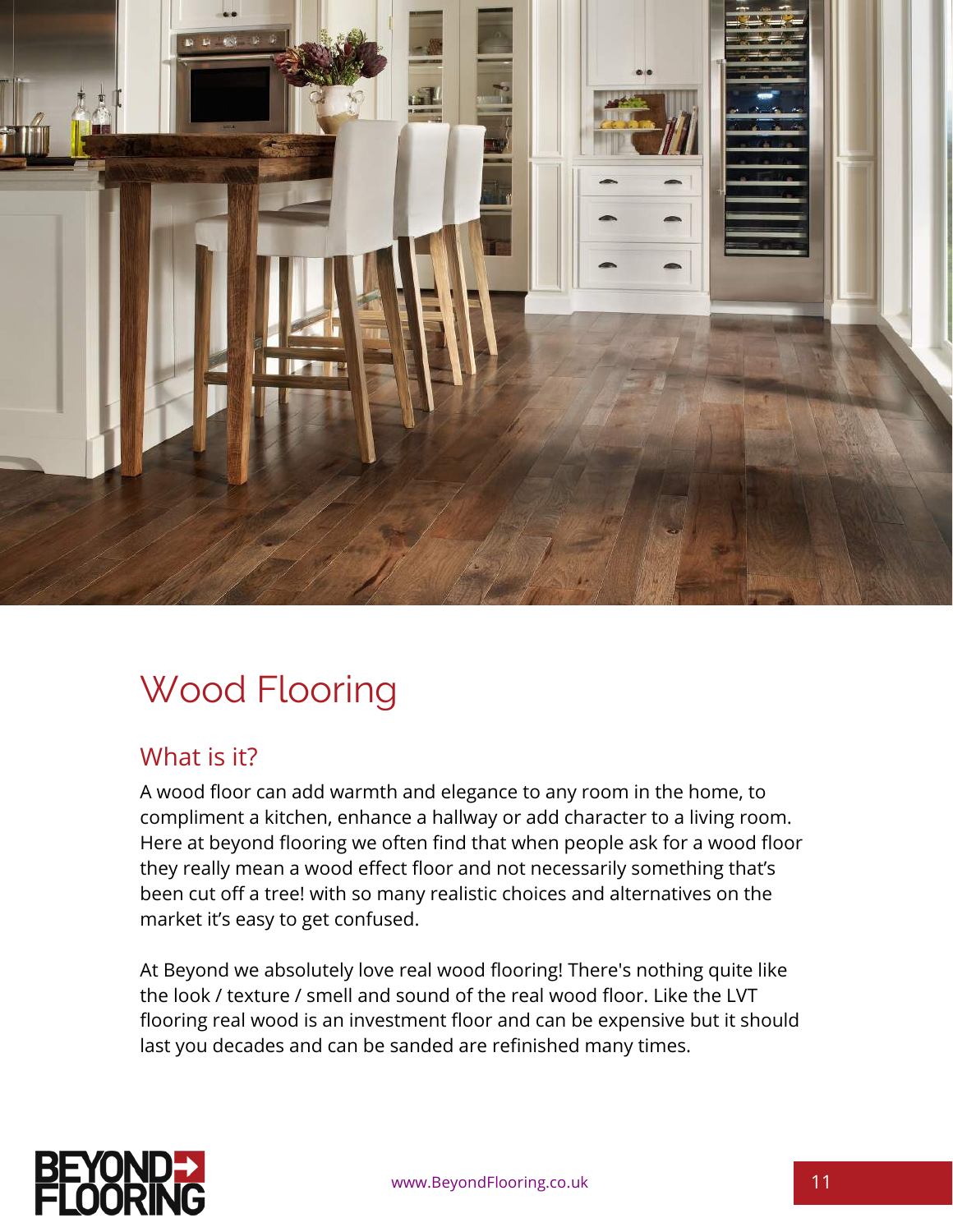# Wood Flooring

## What is it?

A wood floor can add warmth and elegance to any room in the home, to compliment a kitchen, enhance a hallway or add character to a living room. Here at beyond flooring we often find that when people ask for a wood floor they really mean a wood effect floor and not necessarily something that's been cut off a tree! with so many realistic choices and alternatives on the market it's easy to get confused.

At Beyond we absolutely love real wood flooring! There's nothing quite like the look / texture / smell and sound of the real wood floor. Like the LVT flooring real wood is an investment floor and can be expensive but it should last you decades and can be sanded are refinished many times.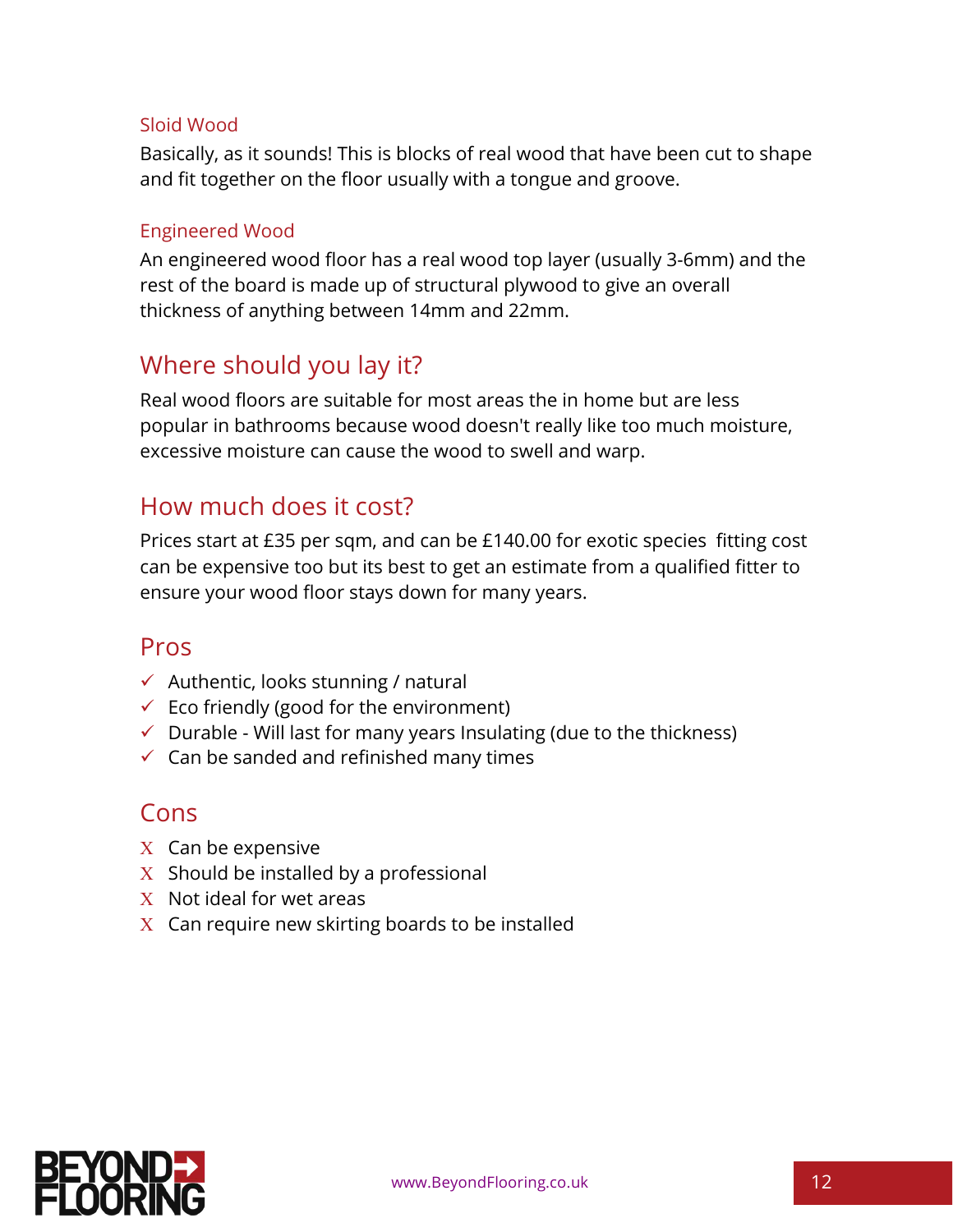### Sloid Wood

Basically, as it sounds! This is blocks of real wood that have been cut to shape and fit together on the floor usually with a tongue and groove.

### Engineered Wood

An engineered wood floor has a real wood top layer (usually 3-6mm) and the rest of the board is made up of structural plywood to give an overall thickness of anything between 14mm and 22mm.

## Where should you lay it?

Real wood floors are suitable for most areas the in home but are less popular in bathrooms because wood doesn't really like too much moisture, excessive moisture can cause the wood to swell and warp.

## How much does it cost?

Prices start at £35 per sqm, and can be £140.00 for exotic species  fitting cost can be expensive too but its best to get an estimate from a qualified fitter to ensure your wood floor stays down for many years.

## Pros

- ✓ Authentic, looks stunning / natural
- ✓ Eco friendly (good for the environment)
- ✓ Durable - Will last for many years Insulating (due to the thickness)
- ✓ Can be sanded and refinished many times

## Cons

- X Can be expensive
- X Should be installed by a professional
- X Not ideal for wet areas
- X Can require new skirting boards to be installed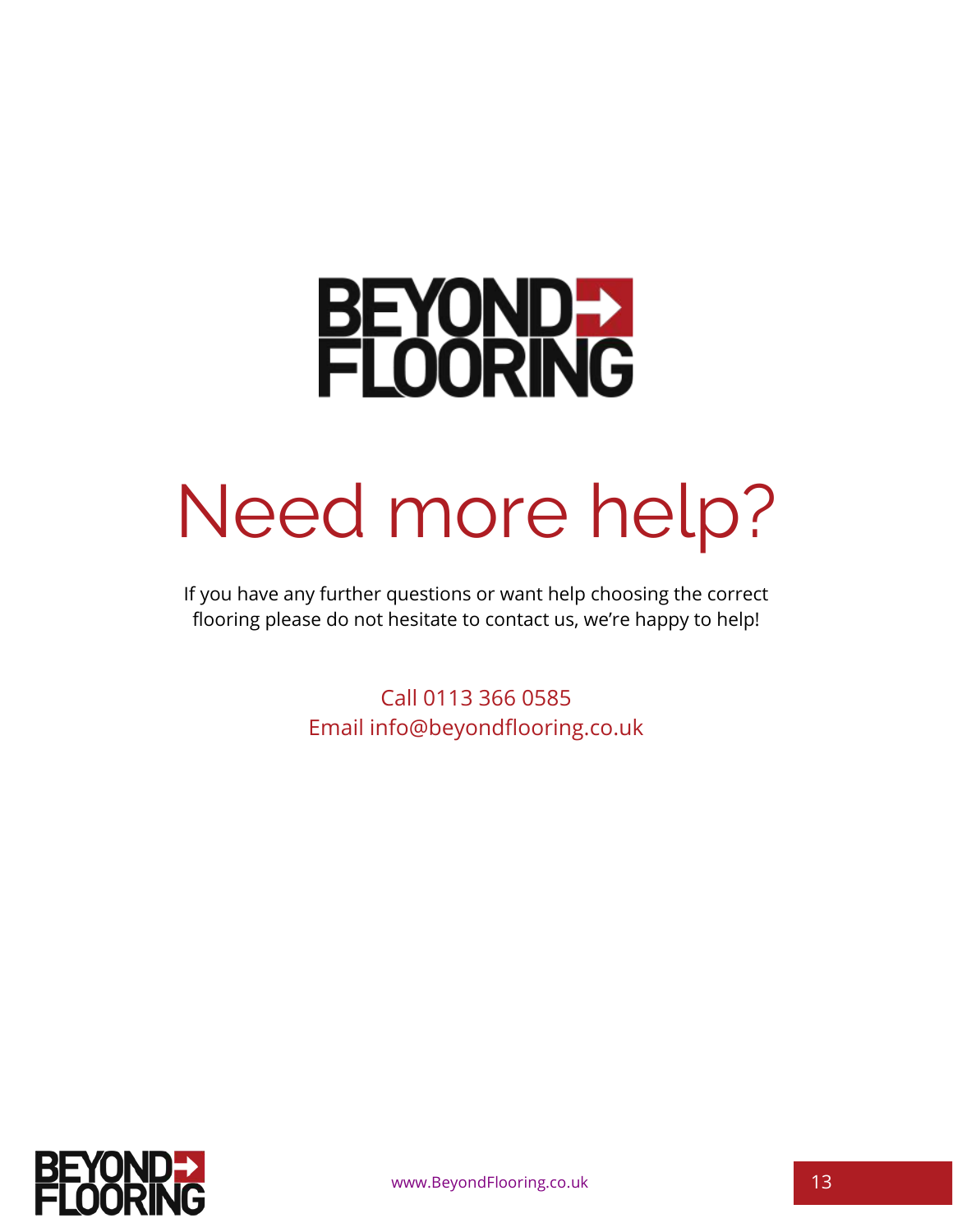BEYOND FLOORING

# Need more help?

If you have any further questions or want help choosing the correct flooring please do not hesitate to contact us, we're happy to help!

Call 0113 366 0585
Email info@beyondflooring.co.uk